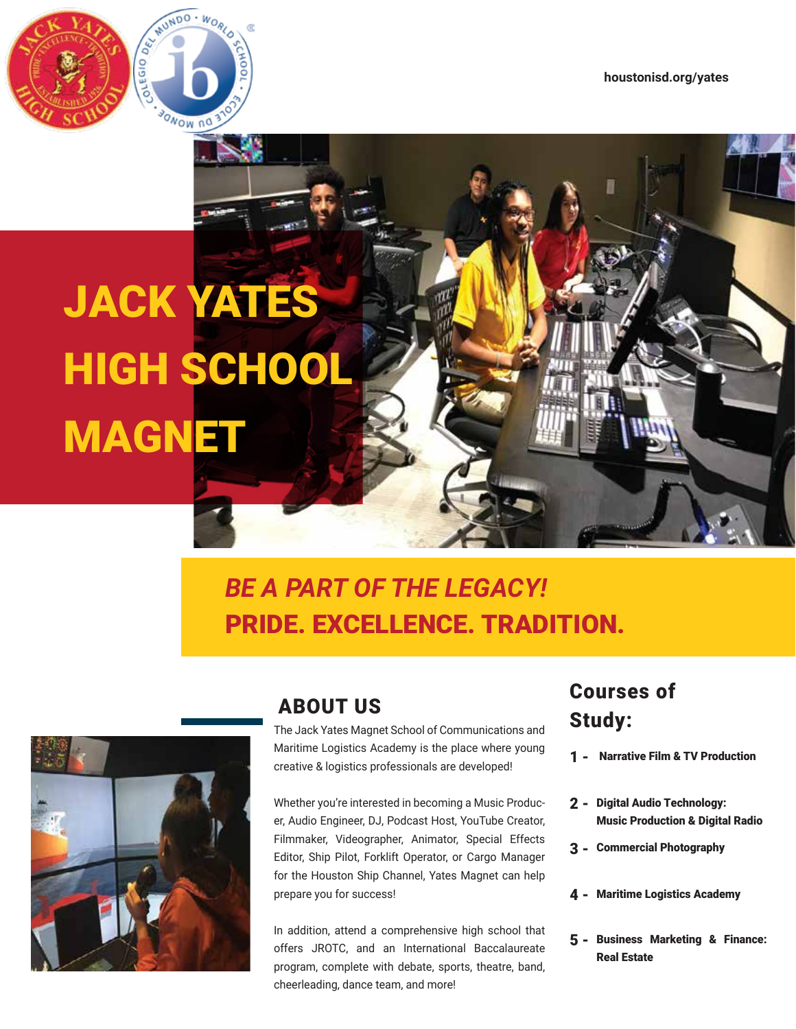houstonisd.org/yates

# JACK YATES HIGH SCHOOL MAGNET

***BE A PART OF THE LEGACY!***

**PRIDE. EXCELLENCE. TRADITION.**

## ABOUT US

The Jack Yates Magnet School of Communications and Maritime Logistics Academy is the place where young creative & logistics professionals are developed!

Whether you're interested in becoming a Music Producer, Audio Engineer, DJ, Podcast Host, YouTube Creator, Filmmaker, Videographer, Animator, Special Effects Editor, Ship Pilot, Forklift Operator, or Cargo Manager for the Houston Ship Channel, Yates Magnet can help prepare you for success!

In addition, attend a comprehensive high school that offers JROTC, and an International Baccalaureate program, complete with debate, sports, theatre, band, cheerleading, dance team, and more!

## Courses of Study:

1 - **Narrative Film & TV Production**

2 - **Digital Audio Technology: Music Production & Digital Radio**

3 - **Commercial Photography**

4 - **Maritime Logistics Academy**

5 - **Business Marketing & Finance: Real Estate**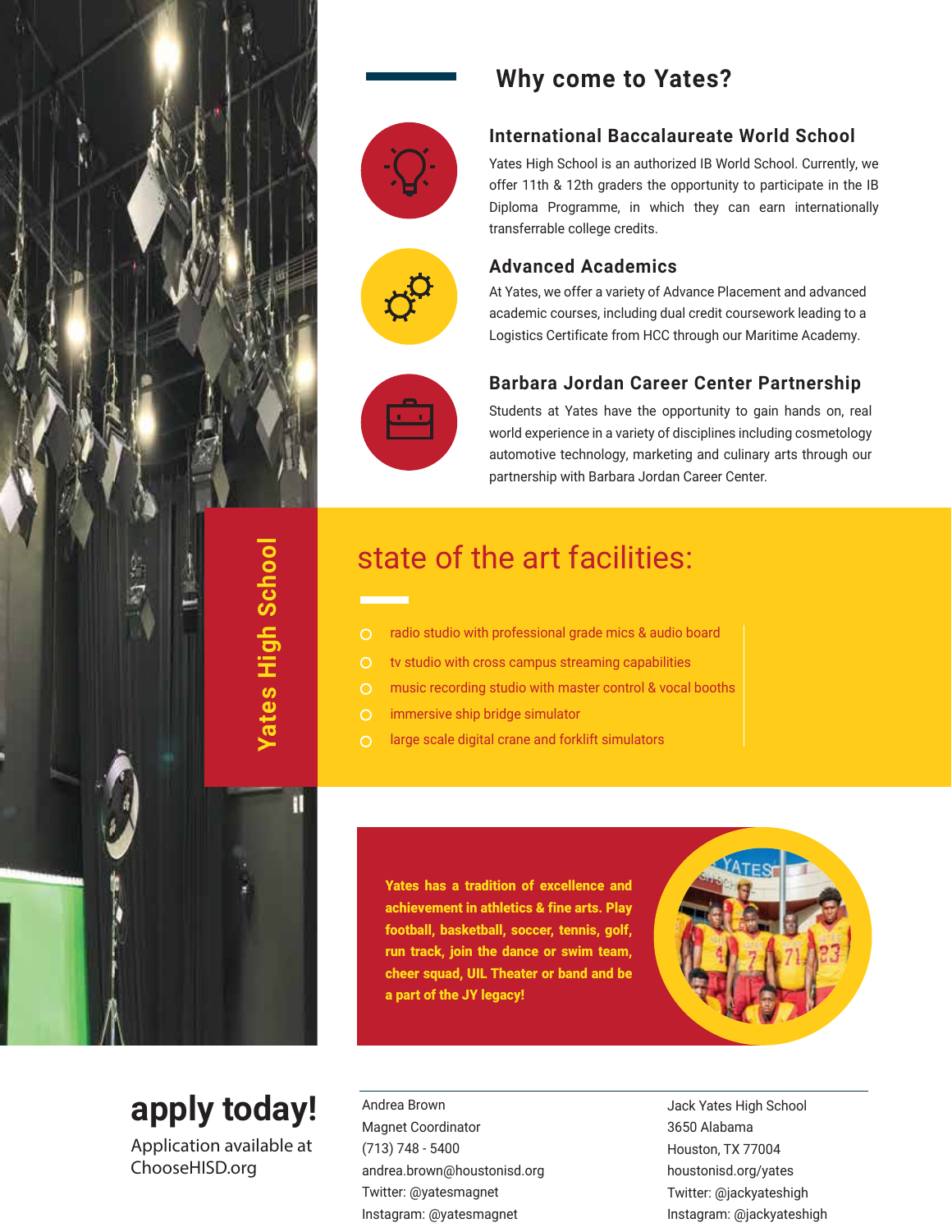## Why come to Yates?

### International Baccalaureate World School

Yates High School is an authorized IB World School. Currently, we offer 11th & 12th graders the opportunity to participate in the IB Diploma Programme, in which they can earn internationally transferrable college credits.

### Advanced Academics

At Yates, we offer a variety of Advance Placement and advanced academic courses, including dual credit coursework leading to a Logistics Certificate from HCC through our Maritime Academy.

### Barbara Jordan Career Center Partnership

Students at Yates have the opportunity to gain hands on, real world experience in a variety of disciplines including cosmetology automotive technology, marketing and culinary arts through our partnership with Barbara Jordan Career Center.

Yates High School

## state of the art facilities:

- radio studio with professional grade mics & audio board
- tv studio with cross campus streaming capabilities
- music recording studio with master control & vocal booths
- immersive ship bridge simulator
- large scale digital crane and forklift simulators

**Yates has a tradition of excellence and achievement in athletics & fine arts. Play football, basketball, soccer, tennis, golf, run track, join the dance or swim team, cheer squad, UIL Theater or band and be a part of the JY legacy!**

# apply today!

Application available at ChooseHISD.org

Andrea Brown
Magnet Coordinator
(713) 748 - 5400
andrea.brown@houstonisd.org
Twitter: @yatesmagnet
Instagram: @yatesmagnet

Jack Yates High School
3650 Alabama
Houston, TX 77004
houstonisd.org/yates
Twitter: @jackyateshigh
Instagram: @jackyateshigh